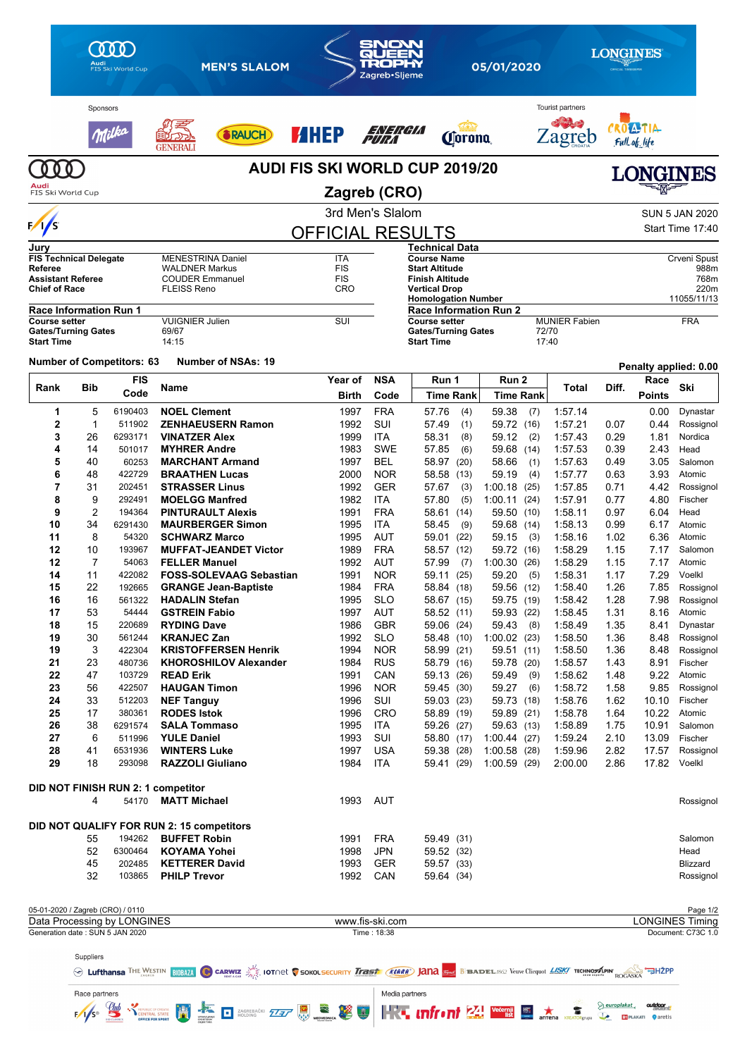MEN'S SLALOM — SNOW QUEEN TROPHY Zagreb•Sljeme — 05/01/2020

# AUDI FIS SKI WORLD CUP 2019/20

## Zagreb (CRO)

3rd Men's Slalom

SUN 5 JAN 2020

Start Time 17:40

## OFFICIAL RESULTS

| Jury | | |
|---|---|---|
| FIS Technical Delegate | MENESTRINA Daniel | ITA |
| Referee | WALDNER Markus | FIS |
| Assistant Referee | COUDER Emmanuel | FIS |
| Chief of Race | FLEISS Reno | CRO |

| Technical Data | |
|---|---|
| Course Name | Crveni Spust |
| Start Altitude | 988m |
| Finish Altitude | 768m |
| Vertical Drop | 220m |
| Homologation Number | 11055/11/13 |

| Race Information Run 1 | | |
|---|---|---|
| Course setter | VUIGNIER Julien | SUI |
| Gates/Turning Gates | 69/67 | |
| Start Time | 14:15 | |

| Race Information Run 2 | | |
|---|---|---|
| Course setter | MUNIER Fabien | FRA |
| Gates/Turning Gates | 72/70 | |
| Start Time | 17:40 | |

Number of Competitors: 63 Number of NSAs: 19

Penalty applied: 0.00

| Rank | Bib | FIS Code | Name | Year of Birth | NSA Code | Run 1 Time | Run 1 Rank | Run 2 Time | Run 2 Rank | Total | Diff. | Race Points | Ski |
|---|---|---|---|---|---|---|---|---|---|---|---|---|---|
| 1 | 5 | 6190403 | **NOEL Clement** | 1997 | FRA | 57.76 | (4) | 59.38 | (7) | 1:57.14 | | 0.00 | Dynastar |
| 2 | 1 | 511902 | **ZENHAEUSERN Ramon** | 1992 | SUI | 57.49 | (1) | 59.72 | (16) | 1:57.21 | 0.07 | 0.44 | Rossignol |
| 3 | 26 | 6293171 | **VINATZER Alex** | 1999 | ITA | 58.31 | (8) | 59.12 | (2) | 1:57.43 | 0.29 | 1.81 | Nordica |
| 4 | 14 | 501017 | **MYHRER Andre** | 1983 | SWE | 57.85 | (6) | 59.68 | (14) | 1:57.53 | 0.39 | 2.43 | Head |
| 5 | 40 | 60253 | **MARCHANT Armand** | 1997 | BEL | 58.97 | (20) | 58.66 | (1) | 1:57.63 | 0.49 | 3.05 | Salomon |
| 6 | 48 | 422729 | **BRAATHEN Lucas** | 2000 | NOR | 58.58 | (13) | 59.19 | (4) | 1:57.77 | 0.63 | 3.93 | Atomic |
| 7 | 31 | 202451 | **STRASSER Linus** | 1992 | GER | 57.67 | (3) | 1:00.18 | (25) | 1:57.85 | 0.71 | 4.42 | Rossignol |
| 8 | 9 | 292491 | **MOELGG Manfred** | 1982 | ITA | 57.80 | (5) | 1:00.11 | (24) | 1:57.91 | 0.77 | 4.80 | Fischer |
| 9 | 2 | 194364 | **PINTURAULT Alexis** | 1991 | FRA | 58.61 | (14) | 59.50 | (10) | 1:58.11 | 0.97 | 6.04 | Head |
| 10 | 34 | 6291430 | **MAURBERGER Simon** | 1995 | ITA | 58.45 | (9) | 59.68 | (14) | 1:58.13 | 0.99 | 6.17 | Atomic |
| 11 | 8 | 54320 | **SCHWARZ Marco** | 1995 | AUT | 59.01 | (22) | 59.15 | (3) | 1:58.16 | 1.02 | 6.36 | Atomic |
| 12 | 10 | 193967 | **MUFFAT-JEANDET Victor** | 1989 | FRA | 58.57 | (12) | 59.72 | (16) | 1:58.29 | 1.15 | 7.17 | Salomon |
| 12 | 7 | 54063 | **FELLER Manuel** | 1992 | AUT | 57.99 | (7) | 1:00.30 | (26) | 1:58.29 | 1.15 | 7.17 | Atomic |
| 14 | 11 | 422082 | **FOSS-SOLEVAAG Sebastian** | 1991 | NOR | 59.11 | (25) | 59.20 | (5) | 1:58.31 | 1.17 | 7.29 | Voelkl |
| 15 | 22 | 192665 | **GRANGE Jean-Baptiste** | 1984 | FRA | 58.84 | (18) | 59.56 | (12) | 1:58.40 | 1.26 | 7.85 | Rossignol |
| 16 | 16 | 561322 | **HADALIN Stefan** | 1995 | SLO | 58.67 | (15) | 59.75 | (19) | 1:58.42 | 1.28 | 7.98 | Rossignol |
| 17 | 53 | 54444 | **GSTREIN Fabio** | 1997 | AUT | 58.52 | (11) | 59.93 | (22) | 1:58.45 | 1.31 | 8.16 | Atomic |
| 18 | 15 | 220689 | **RYDING Dave** | 1986 | GBR | 59.06 | (24) | 59.43 | (8) | 1:58.49 | 1.35 | 8.41 | Dynastar |
| 19 | 30 | 561244 | **KRANJEC Zan** | 1992 | SLO | 58.48 | (10) | 1:00.02 | (23) | 1:58.50 | 1.36 | 8.48 | Rossignol |
| 19 | 3 | 422304 | **KRISTOFFERSEN Henrik** | 1994 | NOR | 58.99 | (21) | 59.51 | (11) | 1:58.50 | 1.36 | 8.48 | Rossignol |
| 21 | 23 | 480736 | **KHOROSHILOV Alexander** | 1984 | RUS | 58.79 | (16) | 59.78 | (20) | 1:58.57 | 1.43 | 8.91 | Fischer |
| 22 | 47 | 103729 | **READ Erik** | 1991 | CAN | 59.13 | (26) | 59.49 | (9) | 1:58.62 | 1.48 | 9.22 | Atomic |
| 23 | 56 | 422507 | **HAUGAN Timon** | 1996 | NOR | 59.45 | (30) | 59.27 | (6) | 1:58.72 | 1.58 | 9.85 | Rossignol |
| 24 | 33 | 512203 | **NEF Tanguy** | 1996 | SUI | 59.03 | (23) | 59.73 | (18) | 1:58.76 | 1.62 | 10.10 | Fischer |
| 25 | 17 | 380361 | **RODES Istok** | 1996 | CRO | 58.89 | (19) | 59.89 | (21) | 1:58.78 | 1.64 | 10.22 | Atomic |
| 26 | 38 | 6291574 | **SALA Tommaso** | 1995 | ITA | 59.26 | (27) | 59.63 | (13) | 1:58.89 | 1.75 | 10.91 | Salomon |
| 27 | 6 | 511996 | **YULE Daniel** | 1993 | SUI | 58.80 | (17) | 1:00.44 | (27) | 1:59.24 | 2.10 | 13.09 | Fischer |
| 28 | 41 | 6531936 | **WINTERS Luke** | 1997 | USA | 59.38 | (28) | 1:00.58 | (28) | 1:59.96 | 2.82 | 17.57 | Rossignol |
| 29 | 18 | 293098 | **RAZZOLI Giuliano** | 1984 | ITA | 59.41 | (29) | 1:00.59 | (29) | 2:00.00 | 2.86 | 17.82 | Voelkl |

**DID NOT FINISH RUN 2: 1 competitor**

| Bib | FIS Code | Name | Year of Birth | NSA Code | Ski |
|---|---|---|---|---|---|
| 4 | 54170 | **MATT Michael** | 1993 | AUT | Rossignol |

**DID NOT QUALIFY FOR RUN 2: 15 competitors**

| Bib | FIS Code | Name | Year of Birth | NSA Code | Run 1 Time | Run 1 Rank | Ski |
|---|---|---|---|---|---|---|---|
| 55 | 194262 | **BUFFET Robin** | 1991 | FRA | 59.49 | (31) | Salomon |
| 52 | 6300464 | **KOYAMA Yohei** | 1998 | JPN | 59.52 | (32) | Head |
| 45 | 202485 | **KETTERER David** | 1993 | GER | 59.57 | (33) | Blizzard |
| 32 | 103865 | **PHILP Trevor** | 1992 | CAN | 59.64 | (34) | Rossignol |

05-01-2020 / Zagreb (CRO) / 0110

Data Processing by LONGINES — www.fis-ski.com — LONGINES Timing

Generation date : SUN 5 JAN 2020 — Time : 18:38 — Document: C73C 1.0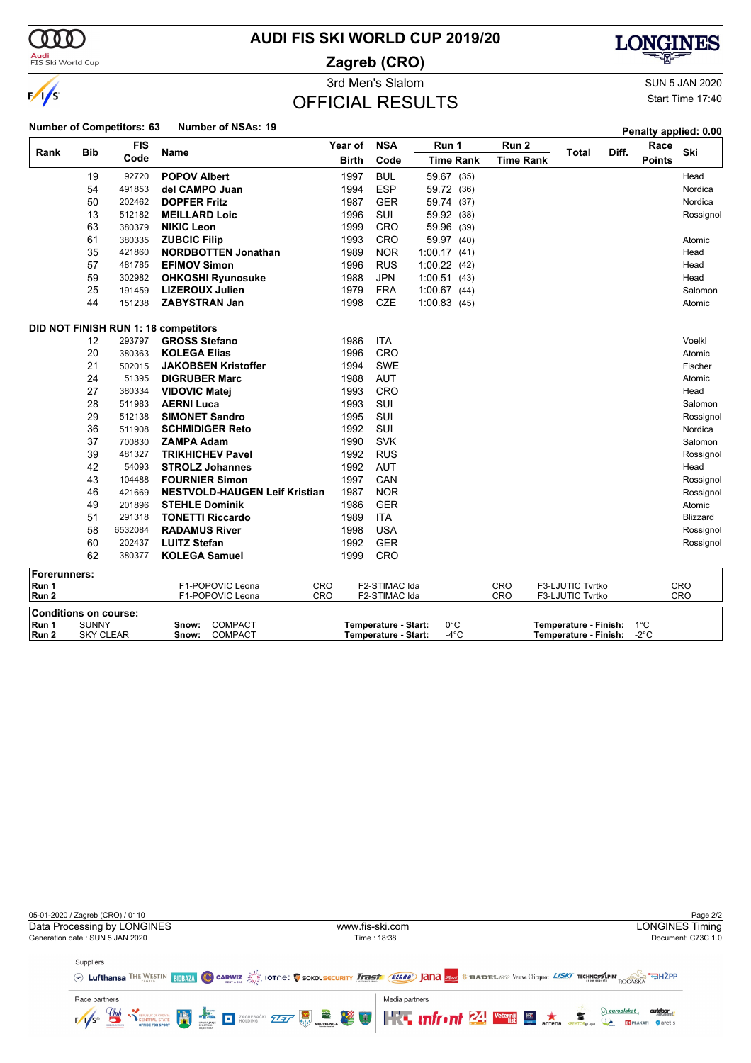# AUDI FIS SKI WORLD CUP 2019/20

## Zagreb (CRO)

3rd Men's Slalom

SUN 5 JAN 2020

## OFFICIAL RESULTS

Start Time 17:40

**Number of Competitors: 63** **Number of NSAs: 19** **Penalty applied: 0.00**

| Rank | Bib | FIS Code | Name | Year of Birth | NSA Code | Run 1 Time | Run 1 Rank | Run 2 Time | Run 2 Rank | Total | Diff. | Race Points | Ski |
|---|---|---|---|---|---|---|---|---|---|---|---|---|---|
| | 19 | 92720 | **POPOV Albert** | 1997 | BUL | 59.67 | (35) | | | | | | Head |
| | 54 | 491853 | **del CAMPO Juan** | 1994 | ESP | 59.72 | (36) | | | | | | Nordica |
| | 50 | 202462 | **DOPFER Fritz** | 1987 | GER | 59.74 | (37) | | | | | | Nordica |
| | 13 | 512182 | **MEILLARD Loic** | 1996 | SUI | 59.92 | (38) | | | | | | Rossignol |
| | 63 | 380379 | **NIKIC Leon** | 1999 | CRO | 59.96 | (39) | | | | | | |
| | 61 | 380335 | **ZUBCIC Filip** | 1993 | CRO | 59.97 | (40) | | | | | | Atomic |
| | 35 | 421860 | **NORDBOTTEN Jonathan** | 1989 | NOR | 1:00.17 | (41) | | | | | | Head |
| | 57 | 481785 | **EFIMOV Simon** | 1996 | RUS | 1:00.22 | (42) | | | | | | Head |
| | 59 | 302982 | **OHKOSHI Ryunosuke** | 1988 | JPN | 1:00.51 | (43) | | | | | | Head |
| | 25 | 191459 | **LIZEROUX Julien** | 1979 | FRA | 1:00.67 | (44) | | | | | | Salomon |
| | 44 | 151238 | **ZABYSTRAN Jan** | 1998 | CZE | 1:00.83 | (45) | | | | | | Atomic |

**DID NOT FINISH RUN 1: 18 competitors**

| Rank | Bib | FIS Code | Name | Year of Birth | NSA Code | Ski |
|---|---|---|---|---|---|---|
| | 12 | 293797 | **GROSS Stefano** | 1986 | ITA | Voelkl |
| | 20 | 380363 | **KOLEGA Elias** | 1996 | CRO | Atomic |
| | 21 | 502015 | **JAKOBSEN Kristoffer** | 1994 | SWE | Fischer |
| | 24 | 51395 | **DIGRUBER Marc** | 1988 | AUT | Atomic |
| | 27 | 380334 | **VIDOVIC Matej** | 1993 | CRO | Head |
| | 28 | 511983 | **AERNI Luca** | 1993 | SUI | Salomon |
| | 29 | 512138 | **SIMONET Sandro** | 1995 | SUI | Rossignol |
| | 36 | 511908 | **SCHMIDIGER Reto** | 1992 | SUI | Nordica |
| | 37 | 700830 | **ZAMPA Adam** | 1990 | SVK | Salomon |
| | 39 | 481327 | **TRIKHICHEV Pavel** | 1992 | RUS | Rossignol |
| | 42 | 54093 | **STROLZ Johannes** | 1992 | AUT | Head |
| | 43 | 104488 | **FOURNIER Simon** | 1997 | CAN | Rossignol |
| | 46 | 421669 | **NESTVOLD-HAUGEN Leif Kristian** | 1987 | NOR | Rossignol |
| | 49 | 201896 | **STEHLE Dominik** | 1986 | GER | Atomic |
| | 51 | 291318 | **TONETTI Riccardo** | 1989 | ITA | Blizzard |
| | 58 | 6532084 | **RADAMUS River** | 1998 | USA | Rossignol |
| | 60 | 202437 | **LUITZ Stefan** | 1992 | GER | Rossignol |
| | 62 | 380377 | **KOLEGA Samuel** | 1999 | CRO | |

**Forerunners:**

| | | | | | | |
|---|---|---|---|---|---|---|
| Run 1 | F1-POPOVIC Leona | CRO | F2-STIMAC Ida | CRO | F3-LJUTIC Tvrtko | CRO |
| Run 2 | F1-POPOVIC Leona | CRO | F2-STIMAC Ida | CRO | F3-LJUTIC Tvrtko | CRO |

**Conditions on course:**

| | | | | |
|---|---|---|---|---|
| Run 1 | SUNNY | Snow: COMPACT | Temperature - Start: 0°C | Temperature - Finish: 1°C |
| Run 2 | SKY CLEAR | Snow: COMPACT | Temperature - Start: -4°C | Temperature - Finish: -2°C |

05-01-2020 / Zagreb (CRO) / 0110

Data Processing by LONGINES — www.fis-ski.com — LONGINES Timing

Generation date : SUN 5 JAN 2020 — Time : 18:38 — Document: C73C 1.0